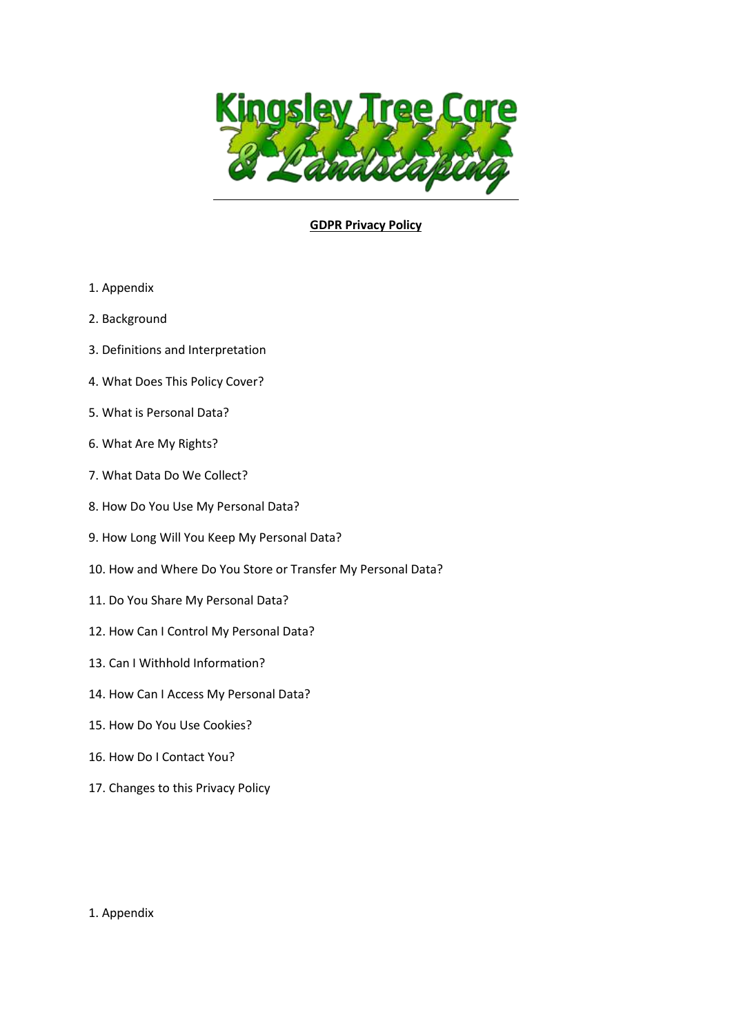Kingsley Tree Care & Landscaping

# GDPR Privacy Policy

1. Appendix
2. Background
3. Definitions and Interpretation
4. What Does This Policy Cover?
5. What is Personal Data?
6. What Are My Rights?
7. What Data Do We Collect?
8. How Do You Use My Personal Data?
9. How Long Will You Keep My Personal Data?
10. How and Where Do You Store or Transfer My Personal Data?
11. Do You Share My Personal Data?
12. How Can I Control My Personal Data?
13. Can I Withhold Information?
14. How Can I Access My Personal Data?
15. How Do You Use Cookies?
16. How Do I Contact You?
17. Changes to this Privacy Policy

## 1. Appendix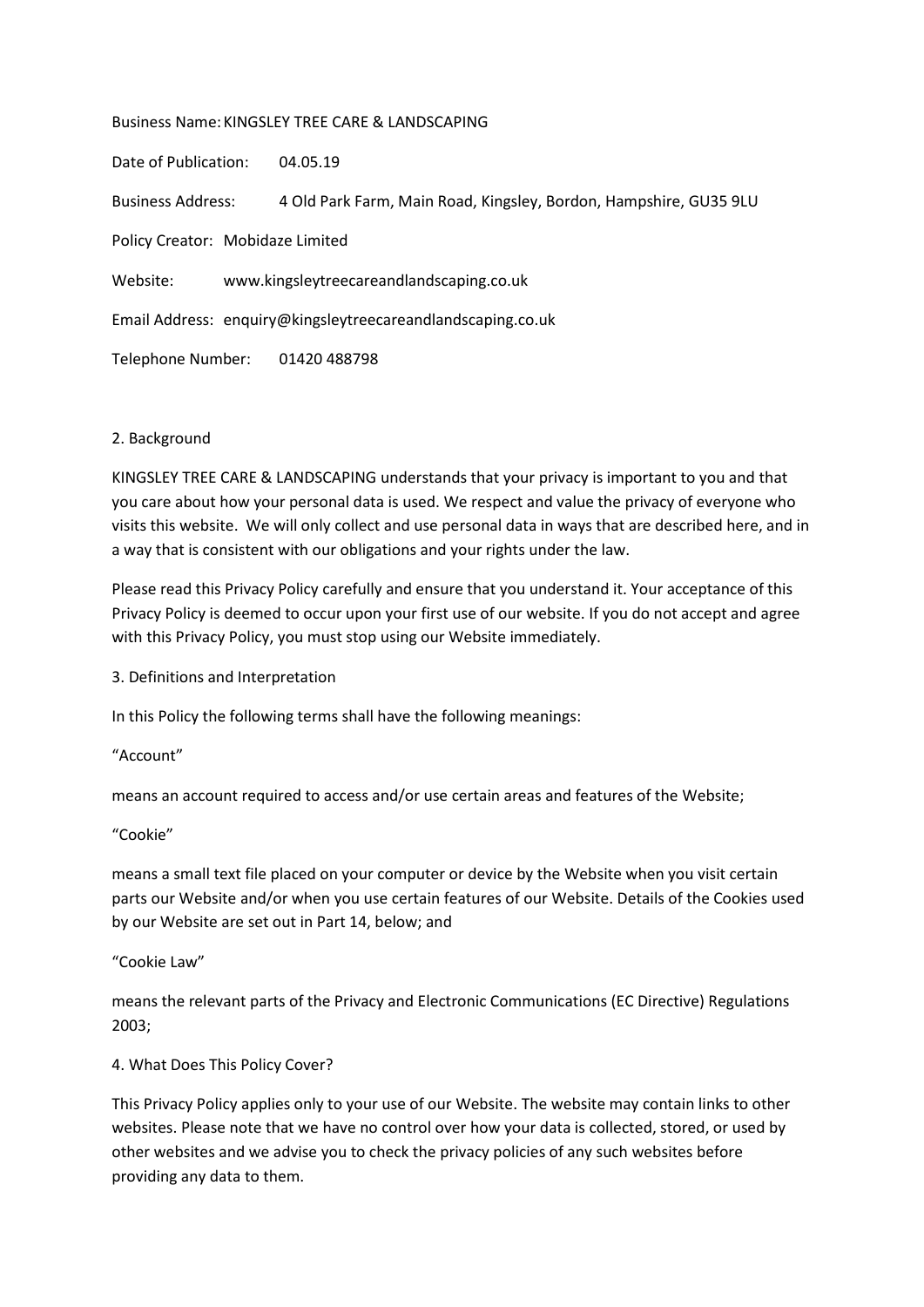Business Name: KINGSLEY TREE CARE & LANDSCAPING

Date of Publication: 04.05.19

Business Address: 4 Old Park Farm, Main Road, Kingsley, Bordon, Hampshire, GU35 9LU

Policy Creator: Mobidaze Limited

Website: www.kingsleytreecareandlandscaping.co.uk

Email Address: enquiry@kingsleytreecareandlandscaping.co.uk

Telephone Number: 01420 488798

## 2. Background

KINGSLEY TREE CARE & LANDSCAPING understands that your privacy is important to you and that you care about how your personal data is used. We respect and value the privacy of everyone who visits this website. We will only collect and use personal data in ways that are described here, and in a way that is consistent with our obligations and your rights under the law.

Please read this Privacy Policy carefully and ensure that you understand it. Your acceptance of this Privacy Policy is deemed to occur upon your first use of our website. If you do not accept and agree with this Privacy Policy, you must stop using our Website immediately.

## 3. Definitions and Interpretation

In this Policy the following terms shall have the following meanings:

"Account"

means an account required to access and/or use certain areas and features of the Website;

"Cookie"

means a small text file placed on your computer or device by the Website when you visit certain parts our Website and/or when you use certain features of our Website. Details of the Cookies used by our Website are set out in Part 14, below; and

"Cookie Law"

means the relevant parts of the Privacy and Electronic Communications (EC Directive) Regulations 2003;

## 4. What Does This Policy Cover?

This Privacy Policy applies only to your use of our Website. The website may contain links to other websites. Please note that we have no control over how your data is collected, stored, or used by other websites and we advise you to check the privacy policies of any such websites before providing any data to them.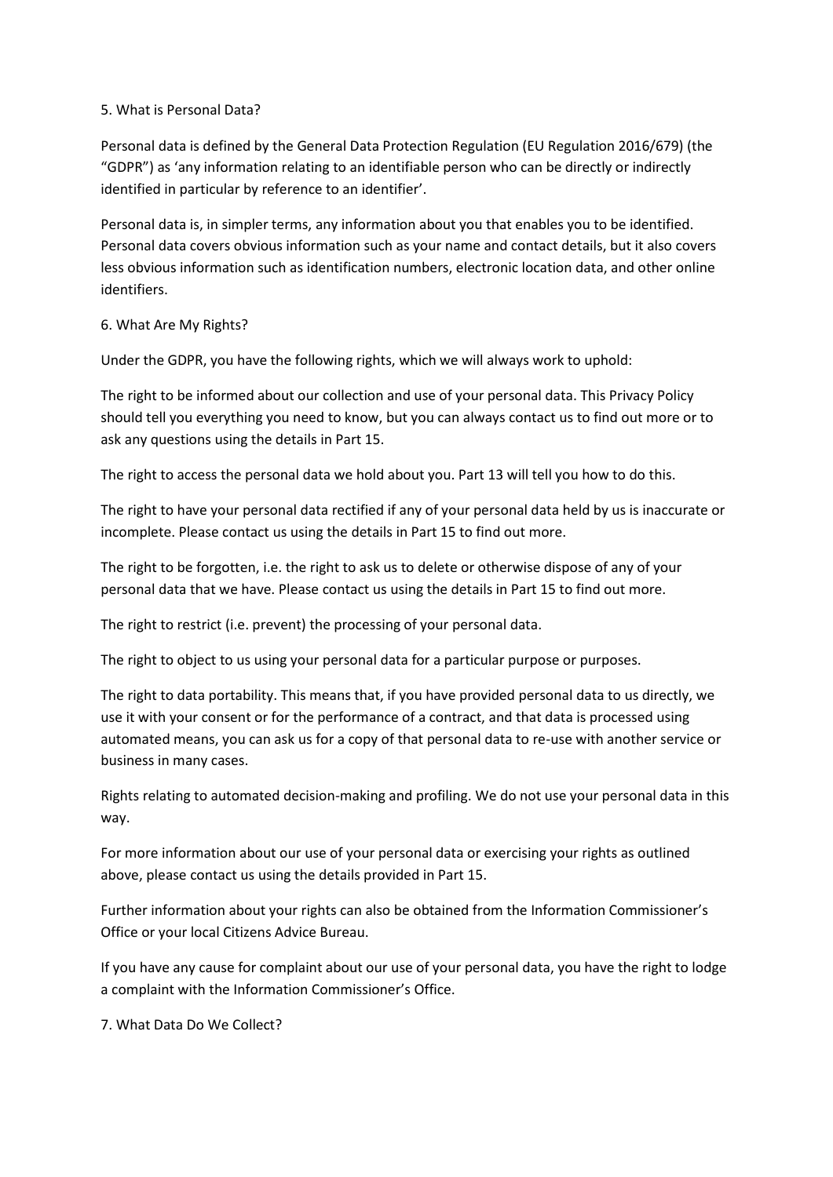## 5. What is Personal Data?

Personal data is defined by the General Data Protection Regulation (EU Regulation 2016/679) (the "GDPR") as 'any information relating to an identifiable person who can be directly or indirectly identified in particular by reference to an identifier'.

Personal data is, in simpler terms, any information about you that enables you to be identified. Personal data covers obvious information such as your name and contact details, but it also covers less obvious information such as identification numbers, electronic location data, and other online identifiers.

## 6. What Are My Rights?

Under the GDPR, you have the following rights, which we will always work to uphold:

The right to be informed about our collection and use of your personal data. This Privacy Policy should tell you everything you need to know, but you can always contact us to find out more or to ask any questions using the details in Part 15.

The right to access the personal data we hold about you. Part 13 will tell you how to do this.

The right to have your personal data rectified if any of your personal data held by us is inaccurate or incomplete. Please contact us using the details in Part 15 to find out more.

The right to be forgotten, i.e. the right to ask us to delete or otherwise dispose of any of your personal data that we have. Please contact us using the details in Part 15 to find out more.

The right to restrict (i.e. prevent) the processing of your personal data.

The right to object to us using your personal data for a particular purpose or purposes.

The right to data portability. This means that, if you have provided personal data to us directly, we use it with your consent or for the performance of a contract, and that data is processed using automated means, you can ask us for a copy of that personal data to re-use with another service or business in many cases.

Rights relating to automated decision-making and profiling. We do not use your personal data in this way.

For more information about our use of your personal data or exercising your rights as outlined above, please contact us using the details provided in Part 15.

Further information about your rights can also be obtained from the Information Commissioner's Office or your local Citizens Advice Bureau.

If you have any cause for complaint about our use of your personal data, you have the right to lodge a complaint with the Information Commissioner's Office.

## 7. What Data Do We Collect?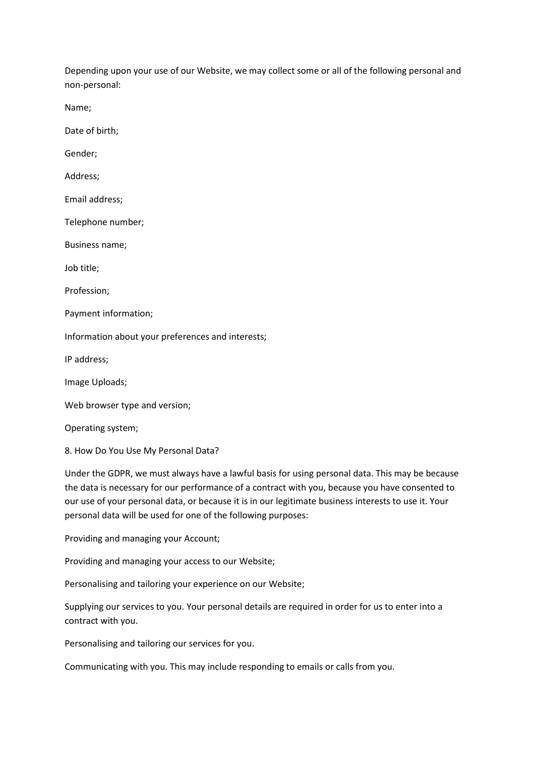Depending upon your use of our Website, we may collect some or all of the following personal and non-personal:

Name;

Date of birth;

Gender;

Address;

Email address;

Telephone number;

Business name;

Job title;

Profession;

Payment information;

Information about your preferences and interests;

IP address;

Image Uploads;

Web browser type and version;

Operating system;

8. How Do You Use My Personal Data?

Under the GDPR, we must always have a lawful basis for using personal data. This may be because the data is necessary for our performance of a contract with you, because you have consented to our use of your personal data, or because it is in our legitimate business interests to use it. Your personal data will be used for one of the following purposes:

Providing and managing your Account;

Providing and managing your access to our Website;

Personalising and tailoring your experience on our Website;

Supplying our services to you. Your personal details are required in order for us to enter into a contract with you.

Personalising and tailoring our services for you.

Communicating with you. This may include responding to emails or calls from you.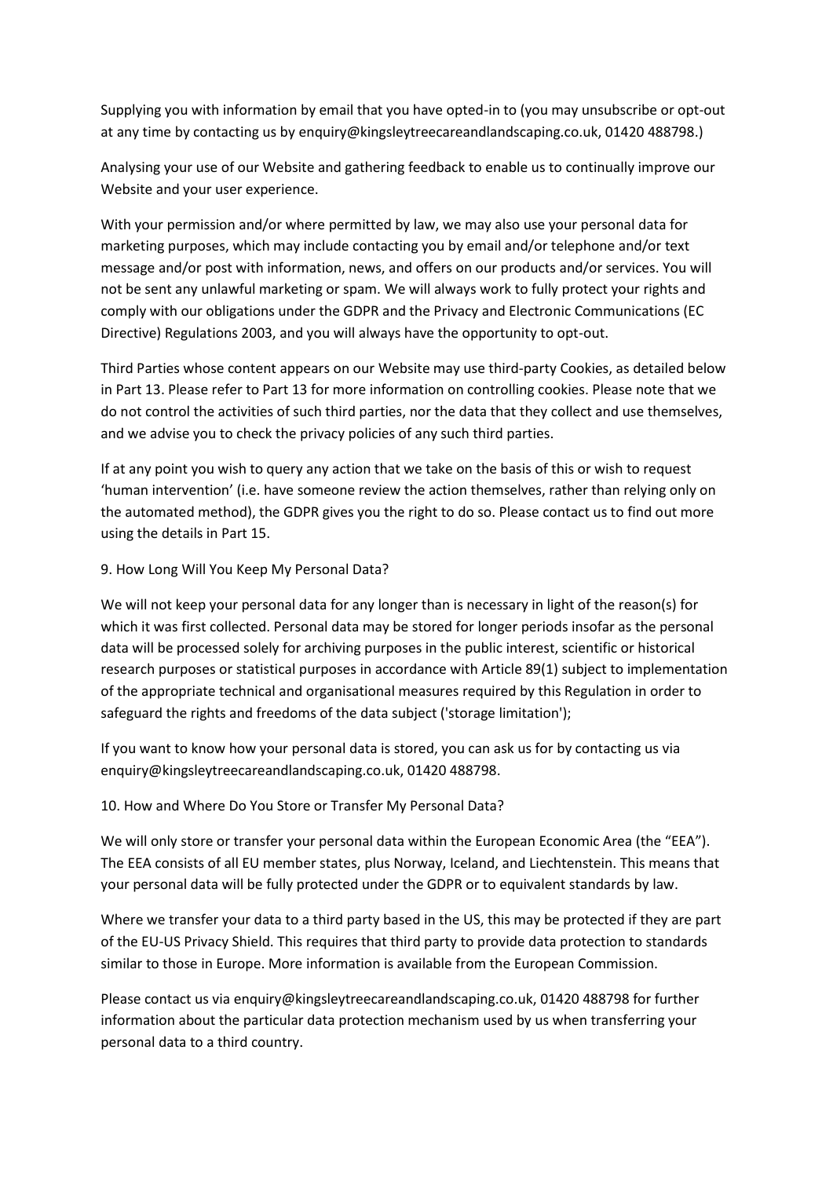Supplying you with information by email that you have opted-in to (you may unsubscribe or opt-out at any time by contacting us by enquiry@kingsleytreecareandlandscaping.co.uk, 01420 488798.)

Analysing your use of our Website and gathering feedback to enable us to continually improve our Website and your user experience.

With your permission and/or where permitted by law, we may also use your personal data for marketing purposes, which may include contacting you by email and/or telephone and/or text message and/or post with information, news, and offers on our products and/or services. You will not be sent any unlawful marketing or spam. We will always work to fully protect your rights and comply with our obligations under the GDPR and the Privacy and Electronic Communications (EC Directive) Regulations 2003, and you will always have the opportunity to opt-out.

Third Parties whose content appears on our Website may use third-party Cookies, as detailed below in Part 13. Please refer to Part 13 for more information on controlling cookies. Please note that we do not control the activities of such third parties, nor the data that they collect and use themselves, and we advise you to check the privacy policies of any such third parties.

If at any point you wish to query any action that we take on the basis of this or wish to request 'human intervention' (i.e. have someone review the action themselves, rather than relying only on the automated method), the GDPR gives you the right to do so. Please contact us to find out more using the details in Part 15.

## 9. How Long Will You Keep My Personal Data?

We will not keep your personal data for any longer than is necessary in light of the reason(s) for which it was first collected. Personal data may be stored for longer periods insofar as the personal data will be processed solely for archiving purposes in the public interest, scientific or historical research purposes or statistical purposes in accordance with Article 89(1) subject to implementation of the appropriate technical and organisational measures required by this Regulation in order to safeguard the rights and freedoms of the data subject ('storage limitation');

If you want to know how your personal data is stored, you can ask us for by contacting us via enquiry@kingsleytreecareandlandscaping.co.uk, 01420 488798.

## 10. How and Where Do You Store or Transfer My Personal Data?

We will only store or transfer your personal data within the European Economic Area (the "EEA"). The EEA consists of all EU member states, plus Norway, Iceland, and Liechtenstein. This means that your personal data will be fully protected under the GDPR or to equivalent standards by law.

Where we transfer your data to a third party based in the US, this may be protected if they are part of the EU-US Privacy Shield. This requires that third party to provide data protection to standards similar to those in Europe. More information is available from the European Commission.

Please contact us via enquiry@kingsleytreecareandlandscaping.co.uk, 01420 488798 for further information about the particular data protection mechanism used by us when transferring your personal data to a third country.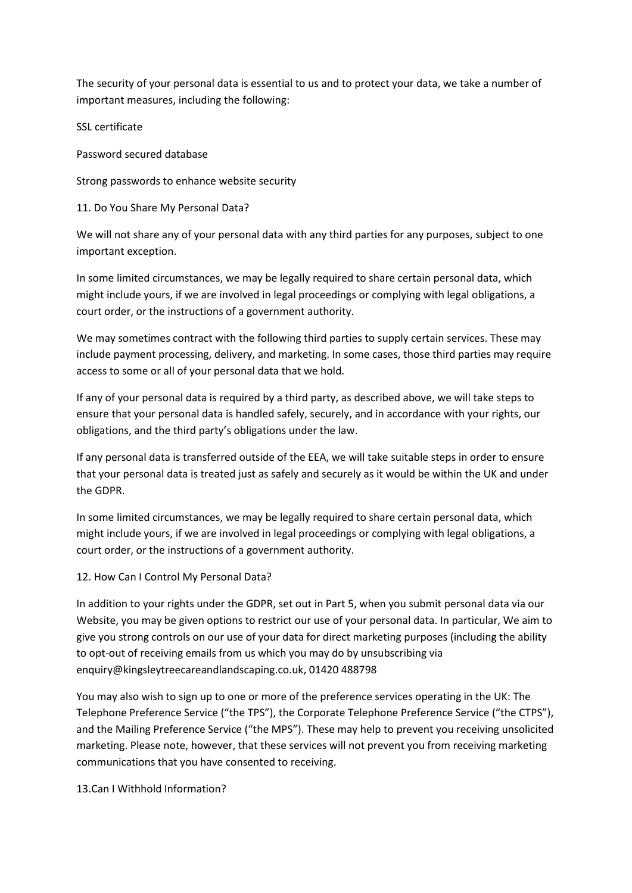The security of your personal data is essential to us and to protect your data, we take a number of important measures, including the following:

SSL certificate

Password secured database

Strong passwords to enhance website security

## 11. Do You Share My Personal Data?

We will not share any of your personal data with any third parties for any purposes, subject to one important exception.

In some limited circumstances, we may be legally required to share certain personal data, which might include yours, if we are involved in legal proceedings or complying with legal obligations, a court order, or the instructions of a government authority.

We may sometimes contract with the following third parties to supply certain services. These may include payment processing, delivery, and marketing. In some cases, those third parties may require access to some or all of your personal data that we hold.

If any of your personal data is required by a third party, as described above, we will take steps to ensure that your personal data is handled safely, securely, and in accordance with your rights, our obligations, and the third party's obligations under the law.

If any personal data is transferred outside of the EEA, we will take suitable steps in order to ensure that your personal data is treated just as safely and securely as it would be within the UK and under the GDPR.

In some limited circumstances, we may be legally required to share certain personal data, which might include yours, if we are involved in legal proceedings or complying with legal obligations, a court order, or the instructions of a government authority.

## 12. How Can I Control My Personal Data?

In addition to your rights under the GDPR, set out in Part 5, when you submit personal data via our Website, you may be given options to restrict our use of your personal data. In particular, We aim to give you strong controls on our use of your data for direct marketing purposes (including the ability to opt-out of receiving emails from us which you may do by unsubscribing via enquiry@kingsleytreecareandlandscaping.co.uk, 01420 488798

You may also wish to sign up to one or more of the preference services operating in the UK: The Telephone Preference Service ("the TPS"), the Corporate Telephone Preference Service ("the CTPS"), and the Mailing Preference Service ("the MPS"). These may help to prevent you receiving unsolicited marketing. Please note, however, that these services will not prevent you from receiving marketing communications that you have consented to receiving.

## 13.Can I Withhold Information?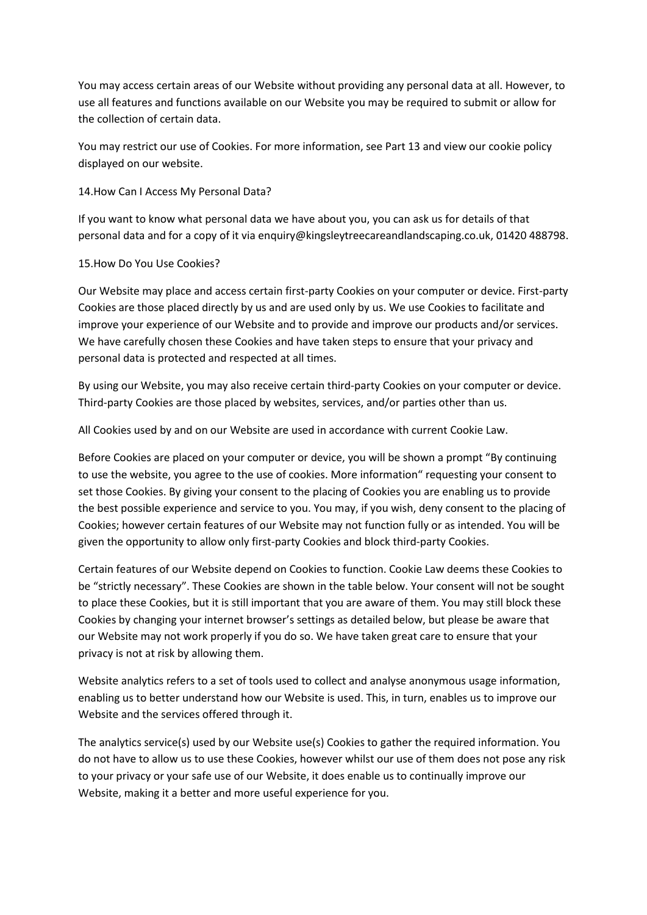You may access certain areas of our Website without providing any personal data at all. However, to use all features and functions available on our Website you may be required to submit or allow for the collection of certain data.

You may restrict our use of Cookies. For more information, see Part 13 and view our cookie policy displayed on our website.

## 14.How Can I Access My Personal Data?

If you want to know what personal data we have about you, you can ask us for details of that personal data and for a copy of it via enquiry@kingsleytreecareandlandscaping.co.uk, 01420 488798.

## 15.How Do You Use Cookies?

Our Website may place and access certain first-party Cookies on your computer or device. First-party Cookies are those placed directly by us and are used only by us. We use Cookies to facilitate and improve your experience of our Website and to provide and improve our products and/or services. We have carefully chosen these Cookies and have taken steps to ensure that your privacy and personal data is protected and respected at all times.

By using our Website, you may also receive certain third-party Cookies on your computer or device. Third-party Cookies are those placed by websites, services, and/or parties other than us.

All Cookies used by and on our Website are used in accordance with current Cookie Law.

Before Cookies are placed on your computer or device, you will be shown a prompt "By continuing to use the website, you agree to the use of cookies. More information" requesting your consent to set those Cookies. By giving your consent to the placing of Cookies you are enabling us to provide the best possible experience and service to you. You may, if you wish, deny consent to the placing of Cookies; however certain features of our Website may not function fully or as intended. You will be given the opportunity to allow only first-party Cookies and block third-party Cookies.

Certain features of our Website depend on Cookies to function. Cookie Law deems these Cookies to be "strictly necessary". These Cookies are shown in the table below. Your consent will not be sought to place these Cookies, but it is still important that you are aware of them. You may still block these Cookies by changing your internet browser's settings as detailed below, but please be aware that our Website may not work properly if you do so. We have taken great care to ensure that your privacy is not at risk by allowing them.

Website analytics refers to a set of tools used to collect and analyse anonymous usage information, enabling us to better understand how our Website is used. This, in turn, enables us to improve our Website and the services offered through it.

The analytics service(s) used by our Website use(s) Cookies to gather the required information. You do not have to allow us to use these Cookies, however whilst our use of them does not pose any risk to your privacy or your safe use of our Website, it does enable us to continually improve our Website, making it a better and more useful experience for you.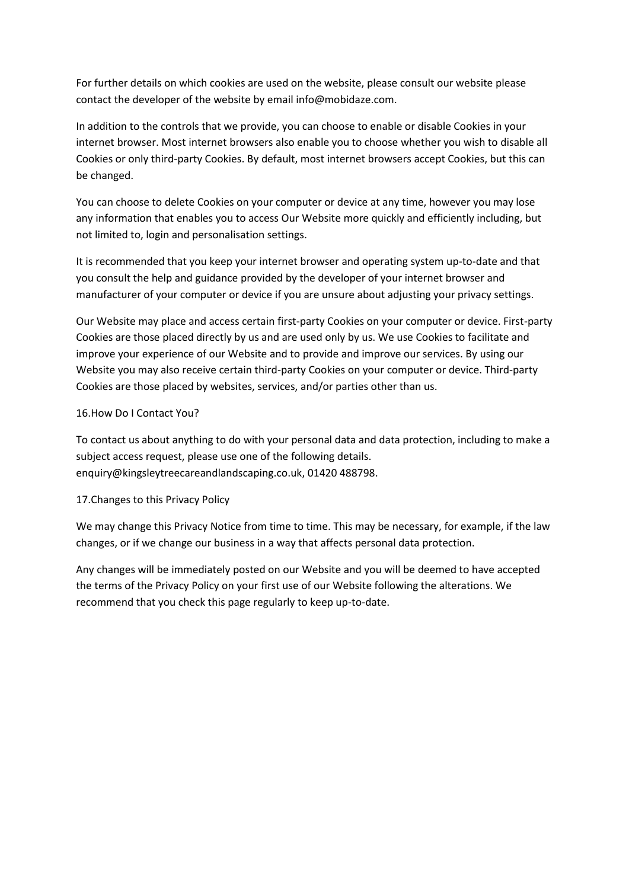For further details on which cookies are used on the website, please consult our website please contact the developer of the website by email info@mobidaze.com.

In addition to the controls that we provide, you can choose to enable or disable Cookies in your internet browser. Most internet browsers also enable you to choose whether you wish to disable all Cookies or only third-party Cookies. By default, most internet browsers accept Cookies, but this can be changed.

You can choose to delete Cookies on your computer or device at any time, however you may lose any information that enables you to access Our Website more quickly and efficiently including, but not limited to, login and personalisation settings.

It is recommended that you keep your internet browser and operating system up-to-date and that you consult the help and guidance provided by the developer of your internet browser and manufacturer of your computer or device if you are unsure about adjusting your privacy settings.

Our Website may place and access certain first-party Cookies on your computer or device. First-party Cookies are those placed directly by us and are used only by us. We use Cookies to facilitate and improve your experience of our Website and to provide and improve our services. By using our Website you may also receive certain third-party Cookies on your computer or device. Third-party Cookies are those placed by websites, services, and/or parties other than us.

## 16.How Do I Contact You?

To contact us about anything to do with your personal data and data protection, including to make a subject access request, please use one of the following details. enquiry@kingsleytreecareandlandscaping.co.uk, 01420 488798.

## 17.Changes to this Privacy Policy

We may change this Privacy Notice from time to time. This may be necessary, for example, if the law changes, or if we change our business in a way that affects personal data protection.

Any changes will be immediately posted on our Website and you will be deemed to have accepted the terms of the Privacy Policy on your first use of our Website following the alterations. We recommend that you check this page regularly to keep up-to-date.